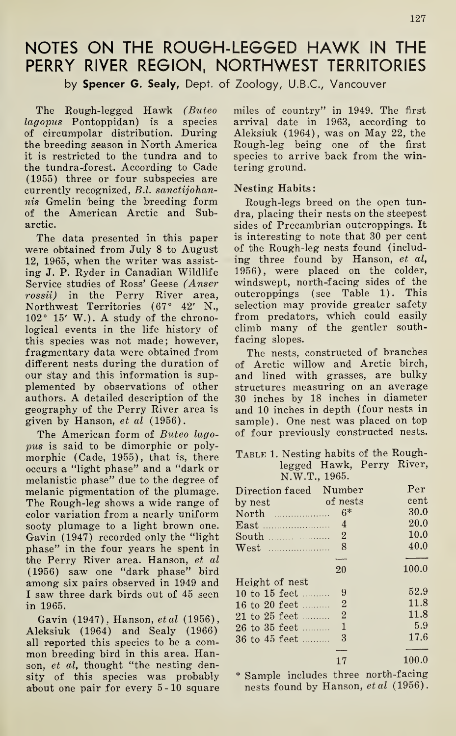# NOTES ON THE ROUGH-LEGGED HAWK IN THE PERRY RIVER REGION, NORTHWEST TERRITORIES

by **Spencer G. Sealy,** Dept. of Zoology, U.B.C., Vancouver

The Rough-legged Hawk *(Buteo lagopus* Pontoppidan) is a species of circumpolar distribution. During the breeding season in North America it is restricted to the tundra and to the tundra-forest. According to Cade (1955) three or four subspecies are currently recognized, *B.l. sanctijohannis* Gmelin being the breeding form of the American Arctic and Subarctic.

The data presented in this paper were obtained from July 8 to August 12, 1965, when the writer was assisting J. P. Ryder in Canadian Wildlife Service studies of Ross' Geese *(Anser rossii)* in the Perry River area, Northwest Territories (67° 42′ N., 102° 15′ W.). A study of the chronological events in the life history of this species was not made; however, fragmentary data were obtained from different nests during the duration of our stay and this information is supplemented by observations of other authors. A detailed description of the geography of the Perry River area is given by Hanson, *et al* (1956).

The American form of *Buteo lagopus* is said to be dimorphic or polymorphic (Cade, 1955), that is, there occurs a "light phase" and a "dark or melanistic phase" due to the degree of melanic pigmentation of the plumage. The Rough-leg shows a wide range of color variation from a nearly uniform sooty plumage to a light brown one. Gavin (1947) recorded only the "light phase" in the four years he spent in the Perry River area. Hanson, *et al* (1956) saw one "dark phase" bird among six pairs observed in 1949 and I saw three dark birds out of 45 seen in 1965.

Gavin (1947), Hanson, *et al* (1956), Aleksiuk (1964) and Sealy (1966) all reported this species to be a common breeding bird in this area. Hanson, *et al*, thought "the nesting density of this species was probably about one pair for every 5-10 square miles of country" in 1949. The first arrival date in 1963, according to Aleksiuk (1964), was on May 22, the Rough-leg being one of the first species to arrive back from the wintering ground.

### Nesting Habits:

Rough-legs breed on the open tundra, placing their nests on the steepest sides of Precambrian outcroppings. It is interesting to note that 30 per cent of the Rough-leg nests found (including three found by Hanson, *et al*, 1956), were placed on the colder, windswept, north-facing sides of the outcroppings (see Table 1). This selection may provide greater safety from predators, which could easily climb many of the gentler south-facing slopes.

The nests, constructed of branches of Arctic willow and Arctic birch, and lined with grasses, are bulky structures measuring on an average 30 inches by 18 inches in diameter and 10 inches in depth (four nests in sample). One nest was placed on top of four previously constructed nests.

TABLE 1. Nesting habits of the Rough-legged Hawk, Perry River, N.W.T., 1965.

| Direction faced by nest | Number of nests | Per cent |
|---|---|---|
| North | 6* | 30.0 |
| East | 4 | 20.0 |
| South | 2 | 10.0 |
| West | 8 | 40.0 |
| | 20 | 100.0 |
| **Height of nest** | | |
| 10 to 15 feet | 9 | 52.9 |
| 16 to 20 feet | 2 | 11.8 |
| 21 to 25 feet | 2 | 11.8 |
| 26 to 35 feet | 1 | 5.9 |
| 36 to 45 feet | 3 | 17.6 |
| | 17 | 100.0 |

\* Sample includes three north-facing nests found by Hanson, *et al* (1956).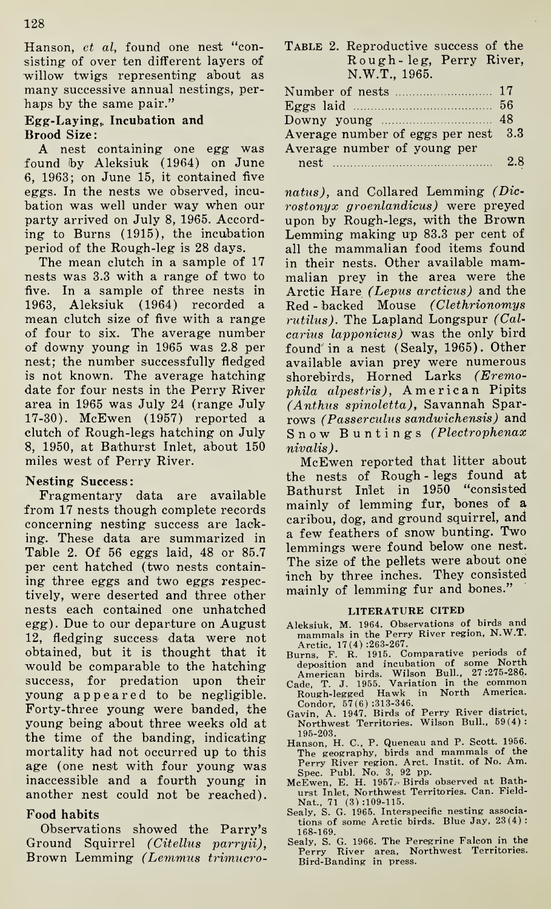Hanson, *et al*, found one nest "consisting of over ten different layers of willow twigs representing about as many successive annual nestings, perhaps by the same pair."

### Egg-Laying, Incubation and Brood Size:

A nest containing one egg was found by Aleksiuk (1964) on June 6, 1963; on June 15, it contained five eggs. In the nests we observed, incubation was well under way when our party arrived on July 8, 1965. According to Burns (1915), the incubation period of the Rough-leg is 28 days.

The mean clutch in a sample of 17 nests was 3.3 with a range of two to five. In a sample of three nests in 1963, Aleksiuk (1964) recorded a mean clutch size of five with a range of four to six. The average number of downy young in 1965 was 2.8 per nest; the number successfully fledged is not known. The average hatching date for four nests in the Perry River area in 1965 was July 24 (range July 17-30). McEwen (1957) reported a clutch of Rough-legs hatching on July 8, 1950, at Bathurst Inlet, about 150 miles west of Perry River.

### Nesting Success:

Fragmentary data are available from 17 nests though complete records concerning nesting success are lacking. These data are summarized in Table 2. Of 56 eggs laid, 48 or 85.7 per cent hatched (two nests containing three eggs and two eggs respectively, were deserted and three other nests each contained one unhatched egg). Due to our departure on August 12, fledging success data were not obtained, but it is thought that it would be comparable to the hatching success, for predation upon their young appeared to be negligible. Forty-three young were banded, the young being about three weeks old at the time of the banding, indicating mortality had not occurred up to this age (one nest with four young was inaccessible and a fourth young in another nest could not be reached).

### Food habits

Observations showed the Parry's Ground Squirrel (*Citellus parryii*), Brown Lemming (*Lemmus trimucronatus*), and Collared Lemming (*Dicrostonyx groenlandicus*) were preyed upon by Rough-legs, with the Brown Lemming making up 83.3 per cent of all the mammalian food items found in their nests. Other available mammalian prey in the area were the Arctic Hare (*Lepus arcticus*) and the Red-backed Mouse (*Clethrionomys rutilus*). The Lapland Longspur (*Calcarius lapponicus*) was the only bird found in a nest (Sealy, 1965). Other available avian prey were numerous shorebirds, Horned Larks (*Eremophila alpestris*), American Pipits (*Anthus spinoletta*), Savannah Sparrows (*Passerculus sandwichensis*) and Snow Buntings (*Plectrophenax nivalis*).

McEwen reported that litter about the nests of Rough-legs found at Bathurst Inlet in 1950 "consisted mainly of lemming fur, bones of a caribou, dog, and ground squirrel, and a few feathers of snow bunting. Two lemmings were found below one nest. The size of the pellets were about one inch by three inches. They consisted mainly of lemming fur and bones."

TABLE 2. Reproductive success of the Rough-leg, Perry River, N.W.T., 1965.

| | |
|---|---|
| Number of nests | 17 |
| Eggs laid | 56 |
| Downy young | 48 |
| Average number of eggs per nest | 3.3 |
| Average number of young per nest | 2.8 |

### LITERATURE CITED

Aleksiuk, M. 1964. Observations of birds and mammals in the Perry River region, N.W.T. Arctic, 17(4):263-267.

Burns, F. R. 1915. Comparative periods of deposition and incubation of some North American birds. Wilson Bull., 27:275-286.

Cade, T. J. 1955. Variation in the common Rough-legged Hawk in North America. Condor, 57(6):313-346.

Gavin, A. 1947. Birds of Perry River district, Northwest Territories. Wilson Bull., 59(4): 195-203.

Hanson, H. C., P. Queneau and P. Scott. 1956. The geography, birds and mammals of the Perry River region. Arct. Instit. of No. Am. Spec. Publ. No. 3, 92 pp.

McEwen, E. H. 1957. Birds observed at Bathurst Inlet, Northwest Territories. Can. Field-Nat., 71 (3):109-115.

Sealy, S. G. 1965. Interspecific nesting associations of some Arctic birds. Blue Jay, 23(4): 168-169.

Sealy, S. G. 1966. The Peregrine Falcon in the Perry River area, Northwest Territories. Bird-Banding in press.